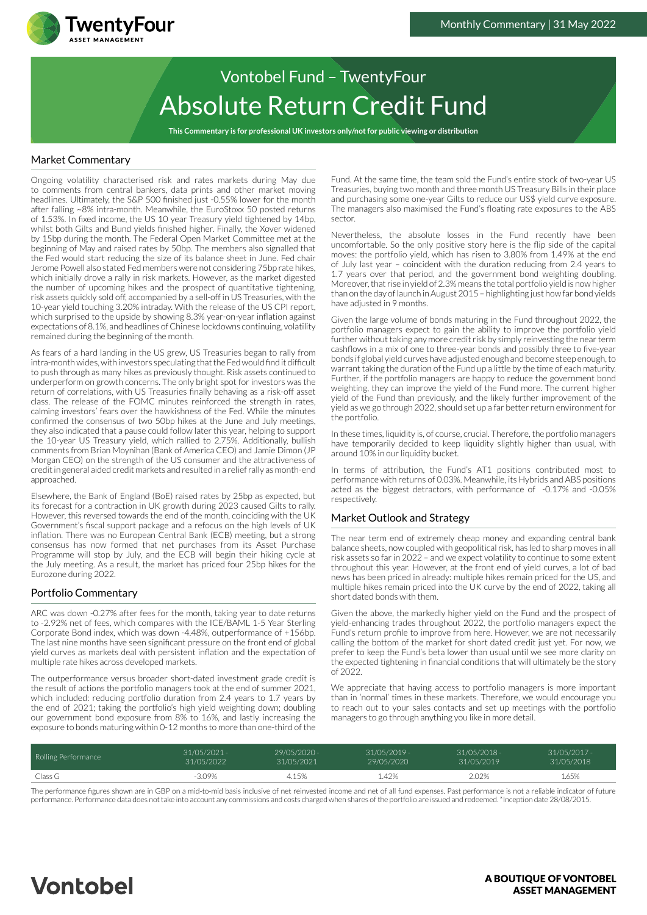Monthly Commentary | 31 May 2022

# Vontobel Fund – TwentyFour
# Absolute Return Credit Fund

**This Commentary is for professional UK investors only/not for public viewing or distribution**

## Market Commentary

Ongoing volatility characterised risk and rates markets during May due to comments from central bankers, data prints and other market moving headlines. Ultimately, the S&P 500 finished just -0.55% lower for the month after falling ~8% intra-month. Meanwhile, the EuroStoxx 50 posted returns of 1.53%. In fixed income, the US 10 year Treasury yield tightened by 14bp, whilst both Gilts and Bund yields finished higher. Finally, the Xover widened by 15bp during the month. The Federal Open Market Committee met at the beginning of May and raised rates by 50bp. The members also signalled that the Fed would start reducing the size of its balance sheet in June. Fed chair Jerome Powell also stated Fed members were not considering 75bp rate hikes, which initially drove a rally in risk markets. However, as the market digested the number of upcoming hikes and the prospect of quantitative tightening, risk assets quickly sold off, accompanied by a sell-off in US Treasuries, with the 10-year yield touching 3.20% intraday. With the release of the US CPI report, which surprised to the upside by showing 8.3% year-on-year inflation against expectations of 8.1%, and headlines of Chinese lockdowns continuing, volatility remained during the beginning of the month.

As fears of a hard landing in the US grew, US Treasuries began to rally from intra-month wides, with investors speculating that the Fed would find it difficult to push through as many hikes as previously thought. Risk assets continued to underperform on growth concerns. The only bright spot for investors was the return of correlations, with US Treasuries finally behaving as a risk-off asset class. The release of the FOMC minutes reinforced the strength in rates, calming investors' fears over the hawkishness of the Fed. While the minutes confirmed the consensus of two 50bp hikes at the June and July meetings, they also indicated that a pause could follow later this year, helping to support the 10-year US Treasury yield, which rallied to 2.75%. Additionally, bullish comments from Brian Moynihan (Bank of America CEO) and Jamie Dimon (JP Morgan CEO) on the strength of the US consumer and the attractiveness of credit in general aided credit markets and resulted in a relief rally as month-end approached.

Elsewhere, the Bank of England (BoE) raised rates by 25bp as expected, but its forecast for a contraction in UK growth during 2023 caused Gilts to rally. However, this reversed towards the end of the month, coinciding with the UK Government's fiscal support package and a refocus on the high levels of UK inflation. There was no European Central Bank (ECB) meeting, but a strong consensus has now formed that net purchases from its Asset Purchase Programme will stop by July, and the ECB will begin their hiking cycle at the July meeting. As a result, the market has priced four 25bp hikes for the Eurozone during 2022.

## Portfolio Commentary

ARC was down -0.27% after fees for the month, taking year to date returns to -2.92% net of fees, which compares with the ICE/BAML 1-5 Year Sterling Corporate Bond index, which was down -4.48%, outperformance of +156bp. The last nine months have seen significant pressure on the front end of global yield curves as markets deal with persistent inflation and the expectation of multiple rate hikes across developed markets.

The outperformance versus broader short-dated investment grade credit is the result of actions the portfolio managers took at the end of summer 2021, which included: reducing portfolio duration from 2.4 years to 1.7 years by the end of 2021; taking the portfolio's high yield weighting down; doubling our government bond exposure from 8% to 16%, and lastly increasing the exposure to bonds maturing within 0-12 months to more than one-third of the Fund. At the same time, the team sold the Fund's entire stock of two-year US Treasuries, buying two month and three month US Treasury Bills in their place and purchasing some one-year Gilts to reduce our US$ yield curve exposure. The managers also maximised the Fund's floating rate exposures to the ABS sector.

Nevertheless, the absolute losses in the Fund recently have been uncomfortable. So the only positive story here is the flip side of the capital moves: the portfolio yield, which has risen to 3.80% from 1.49% at the end of July last year – coincident with the duration reducing from 2.4 years to 1.7 years over that period, and the government bond weighting doubling. Moreover, that rise in yield of 2.3% means the total portfolio yield is now higher than on the day of launch in August 2015 – highlighting just how far bond yields have adjusted in 9 months.

Given the large volume of bonds maturing in the Fund throughout 2022, the portfolio managers expect to gain the ability to improve the portfolio yield further without taking any more credit risk by simply reinvesting the near term cashflows in a mix of one to three-year bonds and possibly three to five-year bonds if global yield curves have adjusted enough and become steep enough, to warrant taking the duration of the Fund up a little by the time of each maturity. Further, if the portfolio managers are happy to reduce the government bond weighting, they can improve the yield of the Fund more. The current higher yield of the Fund than previously, and the likely further improvement of the yield as we go through 2022, should set up a far better return environment for the portfolio.

In these times, liquidity is, of course, crucial. Therefore, the portfolio managers have temporarily decided to keep liquidity slightly higher than usual, with around 10% in our liquidity bucket.

In terms of attribution, the Fund's AT1 positions contributed most to performance with returns of 0.03%. Meanwhile, its Hybrids and ABS positions acted as the biggest detractors, with performance of -0.17% and -0.05% respectively.

## Market Outlook and Strategy

The near term end of extremely cheap money and expanding central bank balance sheets, now coupled with geopolitical risk, has led to sharp moves in all risk assets so far in 2022 – and we expect volatility to continue to some extent throughout this year. However, at the front end of yield curves, a lot of bad news has been priced in already: multiple hikes remain priced for the US, and multiple hikes remain priced into the UK curve by the end of 2022, taking all short dated bonds with them.

Given the above, the markedly higher yield on the Fund and the prospect of yield-enhancing trades throughout 2022, the portfolio managers expect the Fund's return profile to improve from here. However, we are not necessarily calling the bottom of the market for short dated credit just yet. For now, we prefer to keep the Fund's beta lower than usual until we see more clarity on the expected tightening in financial conditions that will ultimately be the story of 2022.

We appreciate that having access to portfolio managers is more important than in 'normal' times in these markets. Therefore, we would encourage you to reach out to your sales contacts and set up meetings with the portfolio managers to go through anything you like in more detail.

| Rolling Performance | 31/05/2021 - 31/05/2022 | 29/05/2020 - 31/05/2021 | 31/05/2019 - 29/05/2020 | 31/05/2018 - 31/05/2019 | 31/05/2017 - 31/05/2018 |
|---|---|---|---|---|---|
| Class G | -3.09% | 4.15% | 1.42% | 2.02% | 1.65% |

The performance figures shown are in GBP on a mid-to-mid basis inclusive of net reinvested income and net of all fund expenses. Past performance is not a reliable indicator of future performance. Performance data does not take into account any commissions and costs charged when shares of the portfolio are issued and redeemed. *Inception date 28/08/2015.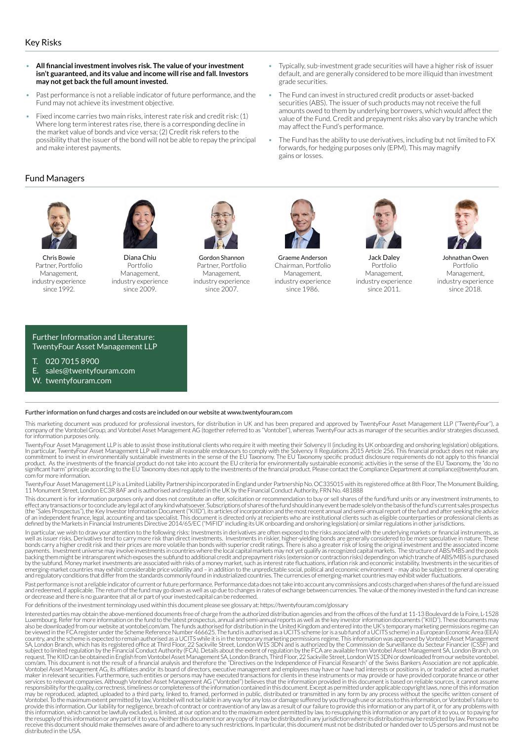## Key Risks

- **All financial investment involves risk. The value of your investment isn't guaranteed, and its value and income will rise and fall. Investors may not get back the full amount invested.**
- Past performance is not a reliable indicator of future performance, and the Fund may not achieve its investment objective.
- Fixed income carries two main risks, interest rate risk and credit risk: (1) Where long term interest rates rise, there is a corresponding decline in the market value of bonds and vice versa; (2) Credit risk refers to the possibility that the issuer of the bond will not be able to repay the principal and make interest payments.
- Typically, sub-investment grade securities will have a higher risk of issuer default, and are generally considered to be more illiquid than investment grade securities.
- The Fund can invest in structured credit products or asset-backed securities (ABS). The issuer of such products may not receive the full amounts owed to them by underlying borrowers, which would affect the value of the Fund. Credit and prepayment risks also vary by tranche which may affect the Fund's performance.
- The Fund has the ability to use derivatives, including but not limited to FX forwards, for hedging purposes only (EPM). This may magnify gains or losses.

## Fund Managers

Chris Bowie
Partner, Portfolio Management, industry experience since 1992.

Diana Chiu
Portfolio Management, industry experience since 2009.

Gordon Shannon
Partner, Portfolio Management, industry experience since 2007.

Graeme Anderson
Chairman, Portfolio Management, industry experience since 1986.

Jack Daley
Portfolio Management, industry experience since 2011.

Johnathan Owen
Portfolio Management, industry experience since 2018.

Further Information and Literature:
TwentyFour Asset Management LLP

T. 020 7015 8900
E. sales@twentyfouram.com
W. twentyfouram.com

**Further information on fund charges and costs are included on our website at www.twentyfouram.com**

This marketing document was produced for professional investors, for distribution in UK and has been prepared and approved by TwentyFour Asset Management LLP ("TwentyFour"), a company of the Vontobel Group, and Vontobel Asset Management AG (together referred to as "Vontobel"), whereas TwentyFour acts as manager of the securities and/or strategies disclosed, for information purposes only.

TwentyFour Asset Management LLP is able to assist those institutional clients who require it with meeting their Solvency II (including its UK onboarding and onshoring legislation) obligations. In particular, TwentyFour Asset Management LLP will make all reasonable endeavours to comply with the Solvency II Regulations 2015 Article 256. This financial product does not make any commitment to invest in environmentally sustainable investments in the sense of the EU Taxonomy. The EU Taxonomy specific product disclosure requirements do not apply to this financial product. As the investments of the financial product do not take into account the EU criteria for environmentally sustainable economic activities in the sense of the EU Taxonomy, the "do no significant harm" principle according to the EU Taxonomy does not apply to the investments of the financial product. Please contact the Compliance Department at compliance@twentyfouram.com for more information.

TwentyFour Asset Management LLP is a Limited Liability Partnership incorporated in England under Partnership No. OC335015 with its registered office at 8th Floor, The Monument Building, 11 Monument Street, London EC3R 8AF and is authorised and regulated in the UK by the Financial Conduct Authority, FRN No. 481888

This document is for information purposes only and does not constitute an offer, solicitation or recommendation to buy or sell shares of the fund/fund units or any investment instruments, to effect any transactions or to conclude any legal act of any kind whatsoever. Subscriptions of shares of the fund should in any event be made solely on the basis of the fund's current sales prospectus (the "Sales Prospectus"), the Key Investor Information Document ("KIID"), its articles of incorporation and the most recent annual and semi-annual report of the fund and after seeking the advice of an independent finance, legal, accounting and tax specialist. This document is directed only at recipients who are institutional clients such as eligible counterparties or professional clients as defined by the Markets in Financial Instruments Directive 2014/65/EC ("MiFID" including its UK onboarding and onshoring legislation) or similar regulations in other jurisdictions.

In particular, we wish to draw your attention to the following risks: Investments in derivatives are often exposed to the risks associated with the underlying markets or financial instruments, as well as issuer risks. Derivatives tend to carry more risk than direct investments. Investments in riskier, higher-yielding bonds are generally considered to be more speculative in nature. These bonds carry a higher credit risk and their prices are more volatile than bonds with superior credit ratings. There is also a greater risk of losing the original investment and the associated income payments. Investment universe may involve investments in countries where the local capital markets may not yet qualify as recognized capital markets. The structure of ABS/MBS and the pools backing them might be intransparent which exposes the subfund to additional credit and prepayment risks (extension or contraction risks) depending on which tranche of ABS/MBS is purchased by the subfund. Money market investments are associated with risks of a money market, such as interest rate fluctuations, inflation risk and economic instability. Investments in the securities of emerging-market countries may exhibit considerable price volatility and – in addition to the unpredictable social, political and economic environment – may also be subject to general operating and regulatory conditions that differ from the standards commonly found in industrialized countries. The currencies of emerging-market countries may exhibit wider fluctuations.

Past performance is not a reliable indicator of current or future performance. Performance data does not take into account any commissions and costs charged when shares of the fund are issued and redeemed, if applicable. The return of the fund may go down as well as up due to changes in rates of exchange between currencies. The value of the money invested in the fund can increase or decrease and there is no guarantee that all or part of your invested capital can be redeemed.

For definitions of the investment terminology used within this document please see glossary at: https://twentyfouram.com/glossary

Interested parties may obtain the above-mentioned documents free of charge from the authorized distribution agencies and from the offices of the fund at 11-13 Boulevard de la Foire, L-1528 Luxembourg. Refer for more information on the fund to the latest prospectus, annual and semi-annual reports as well as the key investor information documents ("KIID"). These documents may also be downloaded from our website at vontobel.com/am. The funds authorised for distribution in the United Kingdom and entered into the UK's temporary marketing permissions regime can be viewed in the FCA register under the Scheme Reference Number 466625. The fund is authorised as a UCITS scheme (or is a sub fund of a UCITS scheme) in a European Economic Area (EEA) country, and the scheme is expected to remain authorised as a UCITS while it is in the temporary marketing permissions regime. This information was approved by Vontobel Asset Management SA, London Branch, which has its registered office at Third Floor, 22 Sackville Street, London W1S 3DN and is authorized by the Commission de Surveillance du Secteur Financier (CSSF) and subject to limited regulation by the Financial Conduct Authority (FCA). Details about the extent of regulation by the FCA are available from Vontobel Asset Management SA, London Branch, on request. The KIID can be obtained in English from Vontobel Asset Management SA, London Branch, Third Floor, 22 Sackville Street, London W1S 3DN or downloaded from our website vontobel.com/am. This document is not the result of a financial analysis and therefore the "Directives on the Independence of Financial Research" of the Swiss Bankers Association are not applicable. Vontobel Asset Management AG, its affiliates and/or its board of directors, executive management and employees may have or have had interests or positions in, or traded or acted as market maker in relevant securities. Furthermore, such entities or persons may have executed transactions for clients in these instruments or may provide or have provided corporate finance or other services to relevant companies. Although Vontobel Asset Management AG ("Vontobel") believes that the information provided in this document is based on reliable sources, it cannot assume responsibility for the quality, correctness, timeliness or completeness of the information contained in this document. Except as permitted under applicable copyright laws, none of this information may be reproduced, adapted, uploaded to a third party, linked to, framed, performed in public, distributed or transmitted in any form by any process without the specific written consent of Vontobel. To the maximum extent permitted by law, Vontobel will not be liable in any way for any loss or damage suffered by you through use or access to this information, or Vontobel's failure to provide this information. Our liability for negligence, breach of contract or contravention of any law as a result of our failure to provide this information or any part of it, or for any problems with this information, which cannot be lawfully excluded, is limited, at our option and to the maximum extent permitted by law, to resupplying this information or any part of it to you, or to paying for the resupply of this information or any part of it to you. Neither this document nor any copy of it may be distributed in any jurisdiction where its distribution may be restricted by law. Persons who receive this document should make themselves aware of and adhere to any such restrictions. In particular, this document must not be distributed or handed over to US persons and must not be distributed in the USA.